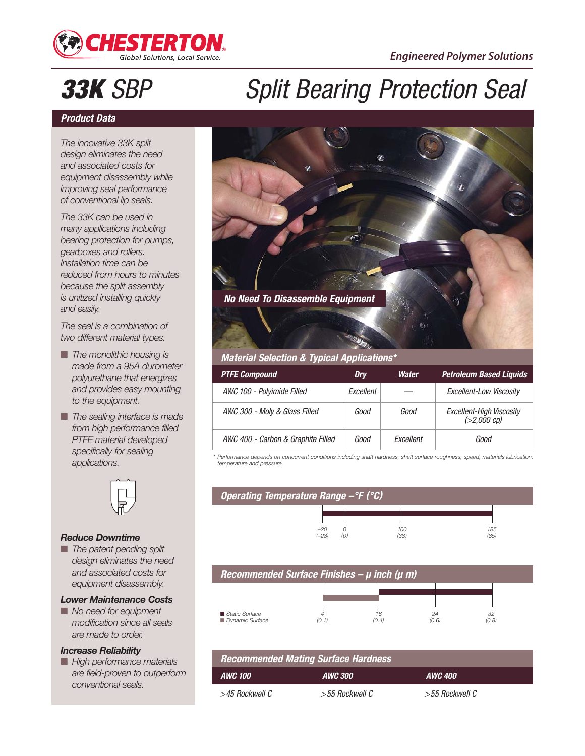CHESTERTON
Global Solutions, Local Service.

*Engineered Polymer Solutions*

# 33K SBP Split Bearing Protection Seal

## Product Data

*The innovative 33K split design eliminates the need and associated costs for equipment disassembly while improving seal performance of conventional lip seals.*

*The 33K can be used in many applications including bearing protection for pumps, gearboxes and rollers. Installation time can be reduced from hours to minutes because the split assembly is unitized installing quickly and easily.*

*The seal is a combination of two different material types.*

- *The monolithic housing is made from a 95A durometer polyurethane that energizes and provides easy mounting to the equipment.*
- *The sealing interface is made from high performance filled PTFE material developed specifically for sealing applications.*

### Reduce Downtime

- *The patent pending split design eliminates the need and associated costs for equipment disassembly.*

### Lower Maintenance Costs

- *No need for equipment modification since all seals are made to order.*

### Increase Reliability

- *High performance materials are field-proven to outperform conventional seals.*

**No Need To Disassemble Equipment**

### Material Selection & Typical Applications*

| PTFE Compound | Dry | Water | Petroleum Based Liquids |
|---|---|---|---|
| AWC 100 - Polyimide Filled | Excellent | — | Excellent-Low Viscosity |
| AWC 300 - Moly & Glass Filled | Good | Good | Excellent-High Viscosity (>2,000 cp) |
| AWC 400 - Carbon & Graphite Filled | Good | Excellent | Good |

\* Performance depends on concurrent conditions including shaft hardness, shaft surface roughness, speed, materials lubrication, temperature and pressure.

### Operating Temperature Range –°F (°C)

–20 (–28) | 0 (0) | 100 (38) | 185 (85)

### Recommended Surface Finishes – μ inch (μ m)

- Static Surface
- Dynamic Surface

4 (0.1) | 16 (0.4) | 24 (0.6) | 32 (0.8)

### Recommended Mating Surface Hardness

| AWC 100 | AWC 300 | AWC 400 |
|---|---|---|
| >45 Rockwell C | >55 Rockwell C | >55 Rockwell C |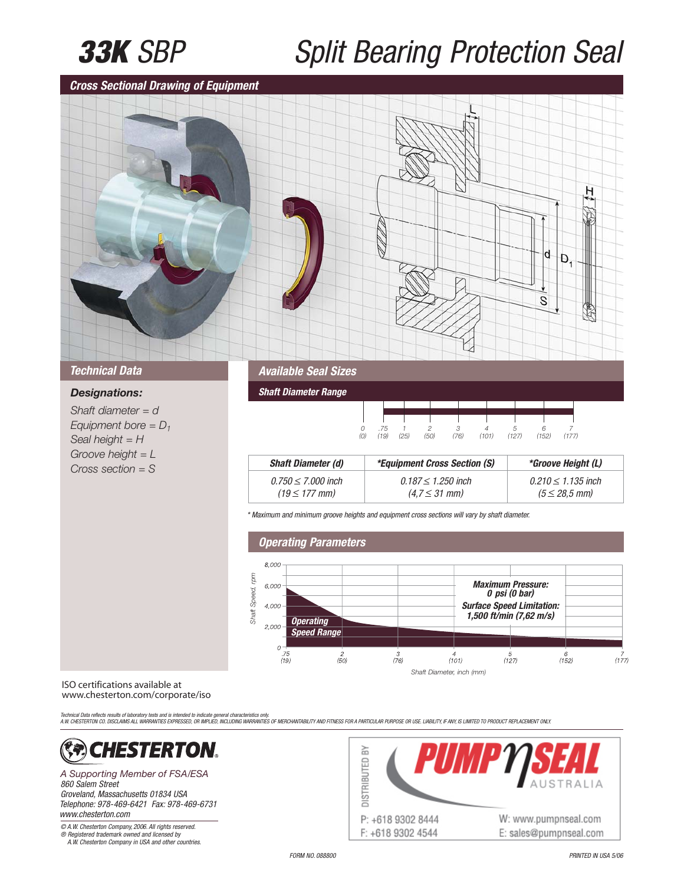# 33K SBP Split Bearing Protection Seal

## Cross Sectional Drawing of Equipment

L

H

d

$D_1$

S

## Technical Data

### Designations:

*Shaft diameter = d*

*Equipment bore = $D_1$*

*Seal height = H*

*Groove height = L*

*Cross section = S*

## Available Seal Sizes

### Shaft Diameter Range

0 (0) .75 (19) 1 (25) 2 (50) 3 (76) 4 (101) 5 (127) 6 (152) 7 (177)

| Shaft Diameter (d) | *Equipment Cross Section (S) | *Groove Height (L) |
|---|---|---|
| 0.750 ≤ 7.000 inch (19 ≤ 177 mm) | 0.187 ≤ 1.250 inch (4,7 ≤ 31 mm) | 0.210 ≤ 1.135 inch (5 ≤ 28,5 mm) |

*\* Maximum and minimum groove heights and equipment cross sections will vary by shaft diameter.*

## Operating Parameters

Shaft Speed, rpm

8,000
6,000
4,000
2,000
0

**Maximum Pressure: 0 psi (0 bar)**

**Surface Speed Limitation: 1,500 ft/min (7,62 m/s)**

**Operating Speed Range**

.75 (19) 2 (50) 3 (76) 4 (101) 5 (127) 6 (152) 7 (177)

Shaft Diameter, inch (mm)

ISO certifications available at www.chesterton.com/corporate/iso

*Technical Data reflects results of laboratory tests and is intended to indicate general characteristics only.*
*A.W. CHESTERTON CO. DISCLAIMS ALL WARRANTIES EXPRESSED, OR IMPLIED, INCLUDING WARRANTIES OF MERCHANTABILITY AND FITNESS FOR A PARTICULAR PURPOSE OR USE. LIABILITY, IF ANY, IS LIMITED TO PRODUCT REPLACEMENT ONLY.*

**CHESTERTON**®

*A Supporting Member of FSA/ESA*
*860 Salem Street*
*Groveland, Massachusetts 01834 USA*
*Telephone: 978-469-6421 Fax: 978-469-6731*
*www.chesterton.com*

*© A.W. Chesterton Company, 2006. All rights reserved.*
*® Registered trademark owned and licensed by A.W. Chesterton Company in USA and other countries.*

DISTRIBUTED BY

PUMP n SEAL AUSTRALIA

P: +618 9302 8444
F: +618 9302 4544
W: www.pumpnseal.com
E: sales@pumpnseal.com

*FORM NO. 088800*

*PRINTED IN USA 5/06*